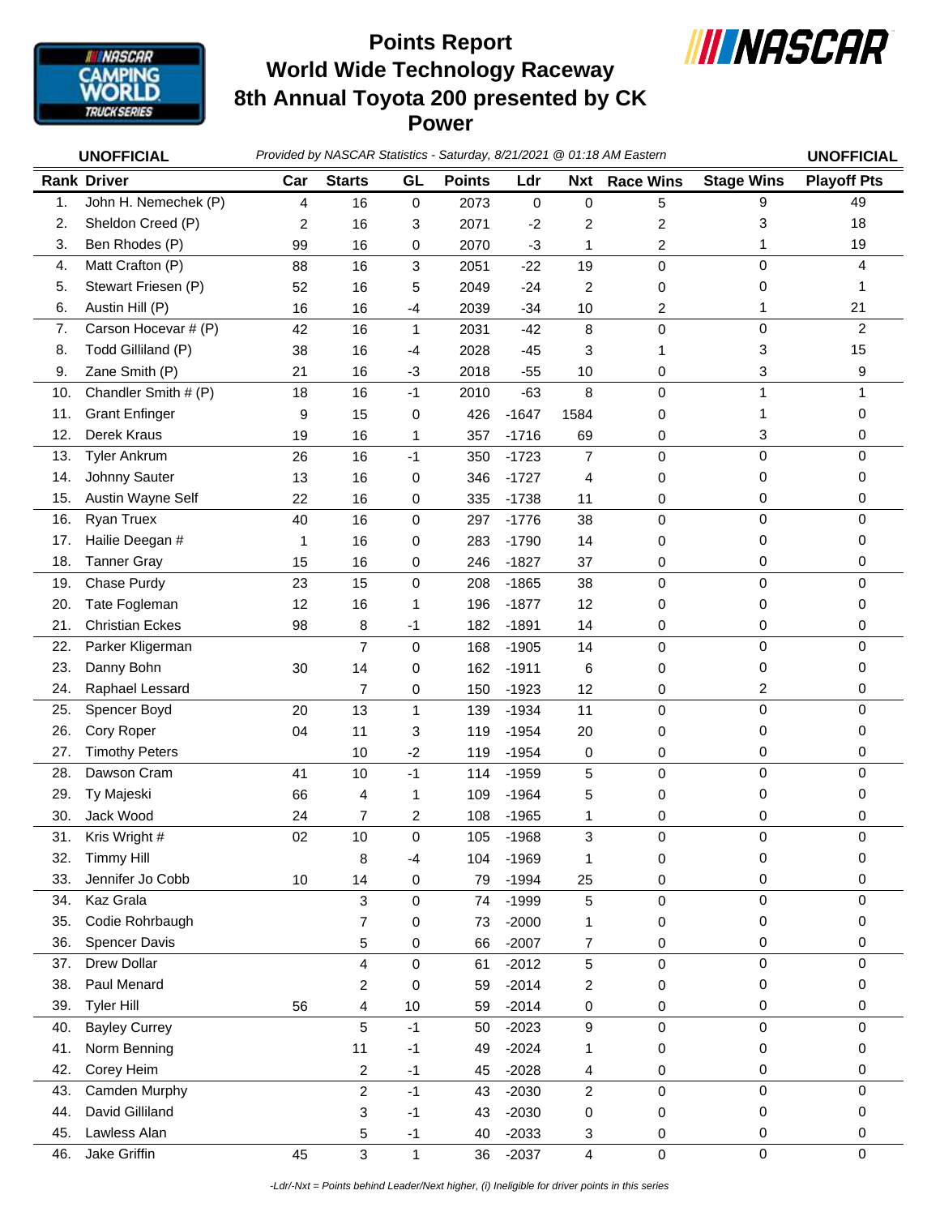# Points Report
## World Wide Technology Raceway
## 8th Annual Toyota 200 presented by CK Power

**UNOFFICIAL** *Provided by NASCAR Statistics - Saturday, 8/21/2021 @ 01:18 AM Eastern* **UNOFFICIAL**

| Rank | Driver | Car | Starts | GL | Points | Ldr | Nxt | Race Wins | Stage Wins | Playoff Pts |
|---|---|---|---|---|---|---|---|---|---|---|
| 1. | John H. Nemechek (P) | 4 | 16 | 0 | 2073 | 0 | 0 | 5 | 9 | 49 |
| 2. | Sheldon Creed (P) | 2 | 16 | 3 | 2071 | -2 | 2 | 2 | 3 | 18 |
| 3. | Ben Rhodes (P) | 99 | 16 | 0 | 2070 | -3 | 1 | 2 | 1 | 19 |
| 4. | Matt Crafton (P) | 88 | 16 | 3 | 2051 | -22 | 19 | 0 | 0 | 4 |
| 5. | Stewart Friesen (P) | 52 | 16 | 5 | 2049 | -24 | 2 | 0 | 0 | 1 |
| 6. | Austin Hill (P) | 16 | 16 | -4 | 2039 | -34 | 10 | 2 | 1 | 21 |
| 7. | Carson Hocevar # (P) | 42 | 16 | 1 | 2031 | -42 | 8 | 0 | 0 | 2 |
| 8. | Todd Gilliland (P) | 38 | 16 | -4 | 2028 | -45 | 3 | 1 | 3 | 15 |
| 9. | Zane Smith (P) | 21 | 16 | -3 | 2018 | -55 | 10 | 0 | 3 | 9 |
| 10. | Chandler Smith # (P) | 18 | 16 | -1 | 2010 | -63 | 8 | 0 | 1 | 1 |
| 11. | Grant Enfinger | 9 | 15 | 0 | 426 | -1647 | 1584 | 0 | 1 | 0 |
| 12. | Derek Kraus | 19 | 16 | 1 | 357 | -1716 | 69 | 0 | 3 | 0 |
| 13. | Tyler Ankrum | 26 | 16 | -1 | 350 | -1723 | 7 | 0 | 0 | 0 |
| 14. | Johnny Sauter | 13 | 16 | 0 | 346 | -1727 | 4 | 0 | 0 | 0 |
| 15. | Austin Wayne Self | 22 | 16 | 0 | 335 | -1738 | 11 | 0 | 0 | 0 |
| 16. | Ryan Truex | 40 | 16 | 0 | 297 | -1776 | 38 | 0 | 0 | 0 |
| 17. | Hailie Deegan # | 1 | 16 | 0 | 283 | -1790 | 14 | 0 | 0 | 0 |
| 18. | Tanner Gray | 15 | 16 | 0 | 246 | -1827 | 37 | 0 | 0 | 0 |
| 19. | Chase Purdy | 23 | 15 | 0 | 208 | -1865 | 38 | 0 | 0 | 0 |
| 20. | Tate Fogleman | 12 | 16 | 1 | 196 | -1877 | 12 | 0 | 0 | 0 |
| 21. | Christian Eckes | 98 | 8 | -1 | 182 | -1891 | 14 | 0 | 0 | 0 |
| 22. | Parker Kligerman | | 7 | 0 | 168 | -1905 | 14 | 0 | 0 | 0 |
| 23. | Danny Bohn | 30 | 14 | 0 | 162 | -1911 | 6 | 0 | 0 | 0 |
| 24. | Raphael Lessard | | 7 | 0 | 150 | -1923 | 12 | 0 | 2 | 0 |
| 25. | Spencer Boyd | 20 | 13 | 1 | 139 | -1934 | 11 | 0 | 0 | 0 |
| 26. | Cory Roper | 04 | 11 | 3 | 119 | -1954 | 20 | 0 | 0 | 0 |
| 27. | Timothy Peters | | 10 | -2 | 119 | -1954 | 0 | 0 | 0 | 0 |
| 28. | Dawson Cram | 41 | 10 | -1 | 114 | -1959 | 5 | 0 | 0 | 0 |
| 29. | Ty Majeski | 66 | 4 | 1 | 109 | -1964 | 5 | 0 | 0 | 0 |
| 30. | Jack Wood | 24 | 7 | 2 | 108 | -1965 | 1 | 0 | 0 | 0 |
| 31. | Kris Wright # | 02 | 10 | 0 | 105 | -1968 | 3 | 0 | 0 | 0 |
| 32. | Timmy Hill | | 8 | -4 | 104 | -1969 | 1 | 0 | 0 | 0 |
| 33. | Jennifer Jo Cobb | 10 | 14 | 0 | 79 | -1994 | 25 | 0 | 0 | 0 |
| 34. | Kaz Grala | | 3 | 0 | 74 | -1999 | 5 | 0 | 0 | 0 |
| 35. | Codie Rohrbaugh | | 7 | 0 | 73 | -2000 | 1 | 0 | 0 | 0 |
| 36. | Spencer Davis | | 5 | 0 | 66 | -2007 | 7 | 0 | 0 | 0 |
| 37. | Drew Dollar | | 4 | 0 | 61 | -2012 | 5 | 0 | 0 | 0 |
| 38. | Paul Menard | | 2 | 0 | 59 | -2014 | 2 | 0 | 0 | 0 |
| 39. | Tyler Hill | 56 | 4 | 10 | 59 | -2014 | 0 | 0 | 0 | 0 |
| 40. | Bayley Currey | | 5 | -1 | 50 | -2023 | 9 | 0 | 0 | 0 |
| 41. | Norm Benning | | 11 | -1 | 49 | -2024 | 1 | 0 | 0 | 0 |
| 42. | Corey Heim | | 2 | -1 | 45 | -2028 | 4 | 0 | 0 | 0 |
| 43. | Camden Murphy | | 2 | -1 | 43 | -2030 | 2 | 0 | 0 | 0 |
| 44. | David Gilliland | | 3 | -1 | 43 | -2030 | 0 | 0 | 0 | 0 |
| 45. | Lawless Alan | | 5 | -1 | 40 | -2033 | 3 | 0 | 0 | 0 |
| 46. | Jake Griffin | 45 | 3 | 1 | 36 | -2037 | 4 | 0 | 0 | 0 |

*-Ldr/-Nxt = Points behind Leader/Next higher, (i) Ineligible for driver points in this series*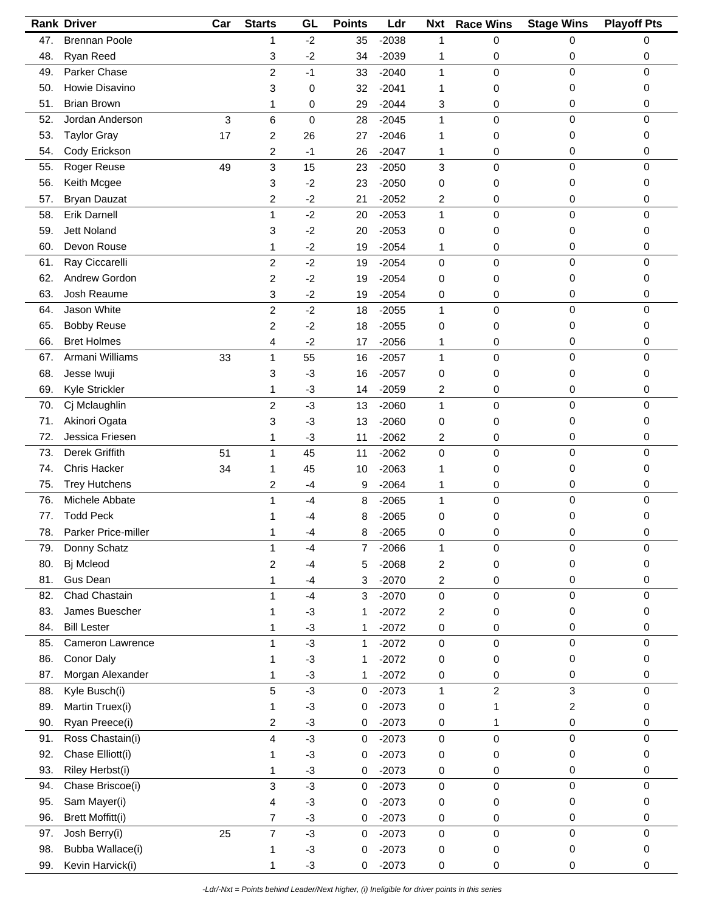| Rank | Driver | Car | Starts | GL | Points | Ldr | Nxt | Race Wins | Stage Wins | Playoff Pts |
|---|---|---|---|---|---|---|---|---|---|---|
| 47. | Brennan Poole | | 1 | -2 | 35 | -2038 | 1 | 0 | 0 | 0 |
| 48. | Ryan Reed | | 3 | -2 | 34 | -2039 | 1 | 0 | 0 | 0 |
| 49. | Parker Chase | | 2 | -1 | 33 | -2040 | 1 | 0 | 0 | 0 |
| 50. | Howie Disavino | | 3 | 0 | 32 | -2041 | 1 | 0 | 0 | 0 |
| 51. | Brian Brown | | 1 | 0 | 29 | -2044 | 3 | 0 | 0 | 0 |
| 52. | Jordan Anderson | 3 | 6 | 0 | 28 | -2045 | 1 | 0 | 0 | 0 |
| 53. | Taylor Gray | 17 | 2 | 26 | 27 | -2046 | 1 | 0 | 0 | 0 |
| 54. | Cody Erickson | | 2 | -1 | 26 | -2047 | 1 | 0 | 0 | 0 |
| 55. | Roger Reuse | 49 | 3 | 15 | 23 | -2050 | 3 | 0 | 0 | 0 |
| 56. | Keith Mcgee | | 3 | -2 | 23 | -2050 | 0 | 0 | 0 | 0 |
| 57. | Bryan Dauzat | | 2 | -2 | 21 | -2052 | 2 | 0 | 0 | 0 |
| 58. | Erik Darnell | | 1 | -2 | 20 | -2053 | 1 | 0 | 0 | 0 |
| 59. | Jett Noland | | 3 | -2 | 20 | -2053 | 0 | 0 | 0 | 0 |
| 60. | Devon Rouse | | 1 | -2 | 19 | -2054 | 1 | 0 | 0 | 0 |
| 61. | Ray Ciccarelli | | 2 | -2 | 19 | -2054 | 0 | 0 | 0 | 0 |
| 62. | Andrew Gordon | | 2 | -2 | 19 | -2054 | 0 | 0 | 0 | 0 |
| 63. | Josh Reaume | | 3 | -2 | 19 | -2054 | 0 | 0 | 0 | 0 |
| 64. | Jason White | | 2 | -2 | 18 | -2055 | 1 | 0 | 0 | 0 |
| 65. | Bobby Reuse | | 2 | -2 | 18 | -2055 | 0 | 0 | 0 | 0 |
| 66. | Bret Holmes | | 4 | -2 | 17 | -2056 | 1 | 0 | 0 | 0 |
| 67. | Armani Williams | 33 | 1 | 55 | 16 | -2057 | 1 | 0 | 0 | 0 |
| 68. | Jesse Iwuji | | 3 | -3 | 16 | -2057 | 0 | 0 | 0 | 0 |
| 69. | Kyle Strickler | | 1 | -3 | 14 | -2059 | 2 | 0 | 0 | 0 |
| 70. | Cj Mclaughlin | | 2 | -3 | 13 | -2060 | 1 | 0 | 0 | 0 |
| 71. | Akinori Ogata | | 3 | -3 | 13 | -2060 | 0 | 0 | 0 | 0 |
| 72. | Jessica Friesen | | 1 | -3 | 11 | -2062 | 2 | 0 | 0 | 0 |
| 73. | Derek Griffith | 51 | 1 | 45 | 11 | -2062 | 0 | 0 | 0 | 0 |
| 74. | Chris Hacker | 34 | 1 | 45 | 10 | -2063 | 1 | 0 | 0 | 0 |
| 75. | Trey Hutchens | | 2 | -4 | 9 | -2064 | 1 | 0 | 0 | 0 |
| 76. | Michele Abbate | | 1 | -4 | 8 | -2065 | 1 | 0 | 0 | 0 |
| 77. | Todd Peck | | 1 | -4 | 8 | -2065 | 0 | 0 | 0 | 0 |
| 78. | Parker Price-miller | | 1 | -4 | 8 | -2065 | 0 | 0 | 0 | 0 |
| 79. | Donny Schatz | | 1 | -4 | 7 | -2066 | 1 | 0 | 0 | 0 |
| 80. | Bj Mcleod | | 2 | -4 | 5 | -2068 | 2 | 0 | 0 | 0 |
| 81. | Gus Dean | | 1 | -4 | 3 | -2070 | 2 | 0 | 0 | 0 |
| 82. | Chad Chastain | | 1 | -4 | 3 | -2070 | 0 | 0 | 0 | 0 |
| 83. | James Buescher | | 1 | -3 | 1 | -2072 | 2 | 0 | 0 | 0 |
| 84. | Bill Lester | | 1 | -3 | 1 | -2072 | 0 | 0 | 0 | 0 |
| 85. | Cameron Lawrence | | 1 | -3 | 1 | -2072 | 0 | 0 | 0 | 0 |
| 86. | Conor Daly | | 1 | -3 | 1 | -2072 | 0 | 0 | 0 | 0 |
| 87. | Morgan Alexander | | 1 | -3 | 1 | -2072 | 0 | 0 | 0 | 0 |
| 88. | Kyle Busch(i) | | 5 | -3 | 0 | -2073 | 1 | 2 | 3 | 0 |
| 89. | Martin Truex(i) | | 1 | -3 | 0 | -2073 | 0 | 1 | 2 | 0 |
| 90. | Ryan Preece(i) | | 2 | -3 | 0 | -2073 | 0 | 1 | 0 | 0 |
| 91. | Ross Chastain(i) | | 4 | -3 | 0 | -2073 | 0 | 0 | 0 | 0 |
| 92. | Chase Elliott(i) | | 1 | -3 | 0 | -2073 | 0 | 0 | 0 | 0 |
| 93. | Riley Herbst(i) | | 1 | -3 | 0 | -2073 | 0 | 0 | 0 | 0 |
| 94. | Chase Briscoe(i) | | 3 | -3 | 0 | -2073 | 0 | 0 | 0 | 0 |
| 95. | Sam Mayer(i) | | 4 | -3 | 0 | -2073 | 0 | 0 | 0 | 0 |
| 96. | Brett Moffitt(i) | | 7 | -3 | 0 | -2073 | 0 | 0 | 0 | 0 |
| 97. | Josh Berry(i) | 25 | 7 | -3 | 0 | -2073 | 0 | 0 | 0 | 0 |
| 98. | Bubba Wallace(i) | | 1 | -3 | 0 | -2073 | 0 | 0 | 0 | 0 |
| 99. | Kevin Harvick(i) | | 1 | -3 | 0 | -2073 | 0 | 0 | 0 | 0 |

*-Ldr/-Nxt = Points behind Leader/Next higher, (i) Ineligible for driver points in this series*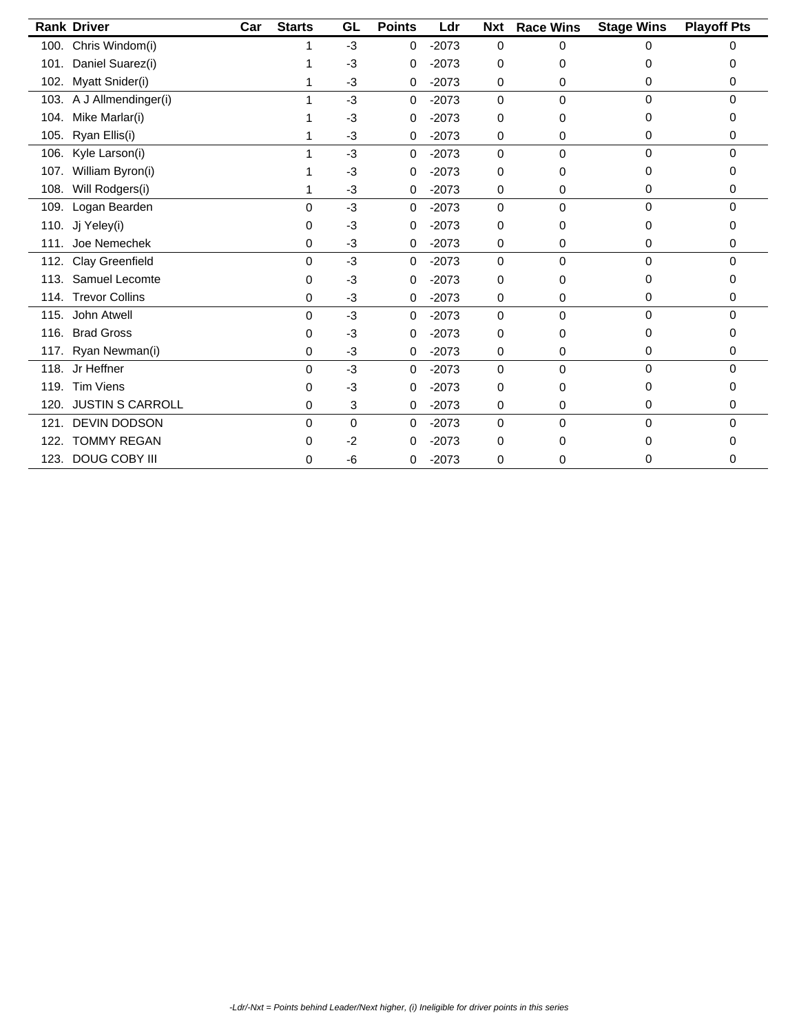| Rank | Driver | Car | Starts | GL | Points | Ldr | Nxt | Race Wins | Stage Wins | Playoff Pts |
|---|---|---|---|---|---|---|---|---|---|---|
| 100. | Chris Windom(i) | | 1 | -3 | 0 | -2073 | 0 | 0 | 0 | 0 |
| 101. | Daniel Suarez(i) | | 1 | -3 | 0 | -2073 | 0 | 0 | 0 | 0 |
| 102. | Myatt Snider(i) | | 1 | -3 | 0 | -2073 | 0 | 0 | 0 | 0 |
| 103. | A J Allmendinger(i) | | 1 | -3 | 0 | -2073 | 0 | 0 | 0 | 0 |
| 104. | Mike Marlar(i) | | 1 | -3 | 0 | -2073 | 0 | 0 | 0 | 0 |
| 105. | Ryan Ellis(i) | | 1 | -3 | 0 | -2073 | 0 | 0 | 0 | 0 |
| 106. | Kyle Larson(i) | | 1 | -3 | 0 | -2073 | 0 | 0 | 0 | 0 |
| 107. | William Byron(i) | | 1 | -3 | 0 | -2073 | 0 | 0 | 0 | 0 |
| 108. | Will Rodgers(i) | | 1 | -3 | 0 | -2073 | 0 | 0 | 0 | 0 |
| 109. | Logan Bearden | | 0 | -3 | 0 | -2073 | 0 | 0 | 0 | 0 |
| 110. | Jj Yeley(i) | | 0 | -3 | 0 | -2073 | 0 | 0 | 0 | 0 |
| 111. | Joe Nemechek | | 0 | -3 | 0 | -2073 | 0 | 0 | 0 | 0 |
| 112. | Clay Greenfield | | 0 | -3 | 0 | -2073 | 0 | 0 | 0 | 0 |
| 113. | Samuel Lecomte | | 0 | -3 | 0 | -2073 | 0 | 0 | 0 | 0 |
| 114. | Trevor Collins | | 0 | -3 | 0 | -2073 | 0 | 0 | 0 | 0 |
| 115. | John Atwell | | 0 | -3 | 0 | -2073 | 0 | 0 | 0 | 0 |
| 116. | Brad Gross | | 0 | -3 | 0 | -2073 | 0 | 0 | 0 | 0 |
| 117. | Ryan Newman(i) | | 0 | -3 | 0 | -2073 | 0 | 0 | 0 | 0 |
| 118. | Jr Heffner | | 0 | -3 | 0 | -2073 | 0 | 0 | 0 | 0 |
| 119. | Tim Viens | | 0 | -3 | 0 | -2073 | 0 | 0 | 0 | 0 |
| 120. | JUSTIN S CARROLL | | 0 | 3 | 0 | -2073 | 0 | 0 | 0 | 0 |
| 121. | DEVIN DODSON | | 0 | 0 | 0 | -2073 | 0 | 0 | 0 | 0 |
| 122. | TOMMY REGAN | | 0 | -2 | 0 | -2073 | 0 | 0 | 0 | 0 |
| 123. | DOUG COBY III | | 0 | -6 | 0 | -2073 | 0 | 0 | 0 | 0 |

*-Ldr/-Nxt = Points behind Leader/Next higher, (i) Ineligible for driver points in this series*